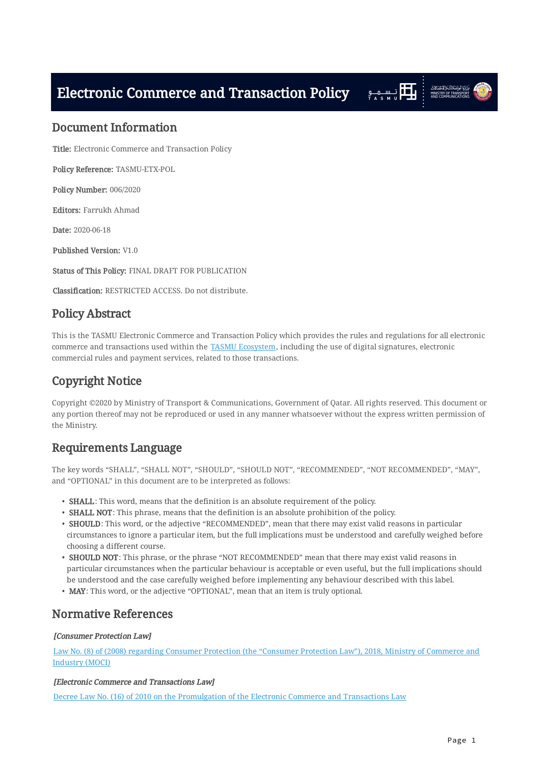# Electronic Commerce and Transaction Policy

## Document Information

**Title:** Electronic Commerce and Transaction Policy

**Policy Reference:** TASMU-ETX-POL

**Policy Number:** 006/2020

**Editors:** Farrukh Ahmad

**Date:** 2020-06-18

**Published Version:** V1.0

**Status of This Policy:** FINAL DRAFT FOR PUBLICATION

**Classification:** RESTRICTED ACCESS. Do not distribute.

## Policy Abstract

This is the TASMU Electronic Commerce and Transaction Policy which provides the rules and regulations for all electronic commerce and transactions used within the TASMU Ecosystem, including the use of digital signatures, electronic commercial rules and payment services, related to those transactions.

## Copyright Notice

Copyright ©2020 by Ministry of Transport & Communications, Government of Qatar. All rights reserved. This document or any portion thereof may not be reproduced or used in any manner whatsoever without the express written permission of the Ministry.

## Requirements Language

The key words "SHALL", "SHALL NOT", "SHOULD", "SHOULD NOT", "RECOMMENDED", "NOT RECOMMENDED", "MAY", and "OPTIONAL" in this document are to be interpreted as follows:

- **SHALL**: This word, means that the definition is an absolute requirement of the policy.
- **SHALL NOT**: This phrase, means that the definition is an absolute prohibition of the policy.
- **SHOULD**: This word, or the adjective "RECOMMENDED", mean that there may exist valid reasons in particular circumstances to ignore a particular item, but the full implications must be understood and carefully weighed before choosing a different course.
- **SHOULD NOT**: This phrase, or the phrase "NOT RECOMMENDED" mean that there may exist valid reasons in particular circumstances when the particular behaviour is acceptable or even useful, but the full implications should be understood and the case carefully weighed before implementing any behaviour described with this label.
- **MAY**: This word, or the adjective "OPTIONAL", mean that an item is truly optional.

## Normative References

***[Consumer Protection Law]***

Law No. (8) of (2008) regarding Consumer Protection (the "Consumer Protection Law"), 2018, Ministry of Commerce and Industry (MOCI)

***[Electronic Commerce and Transactions Law]***

Decree Law No. (16) of 2010 on the Promulgation of the Electronic Commerce and Transactions Law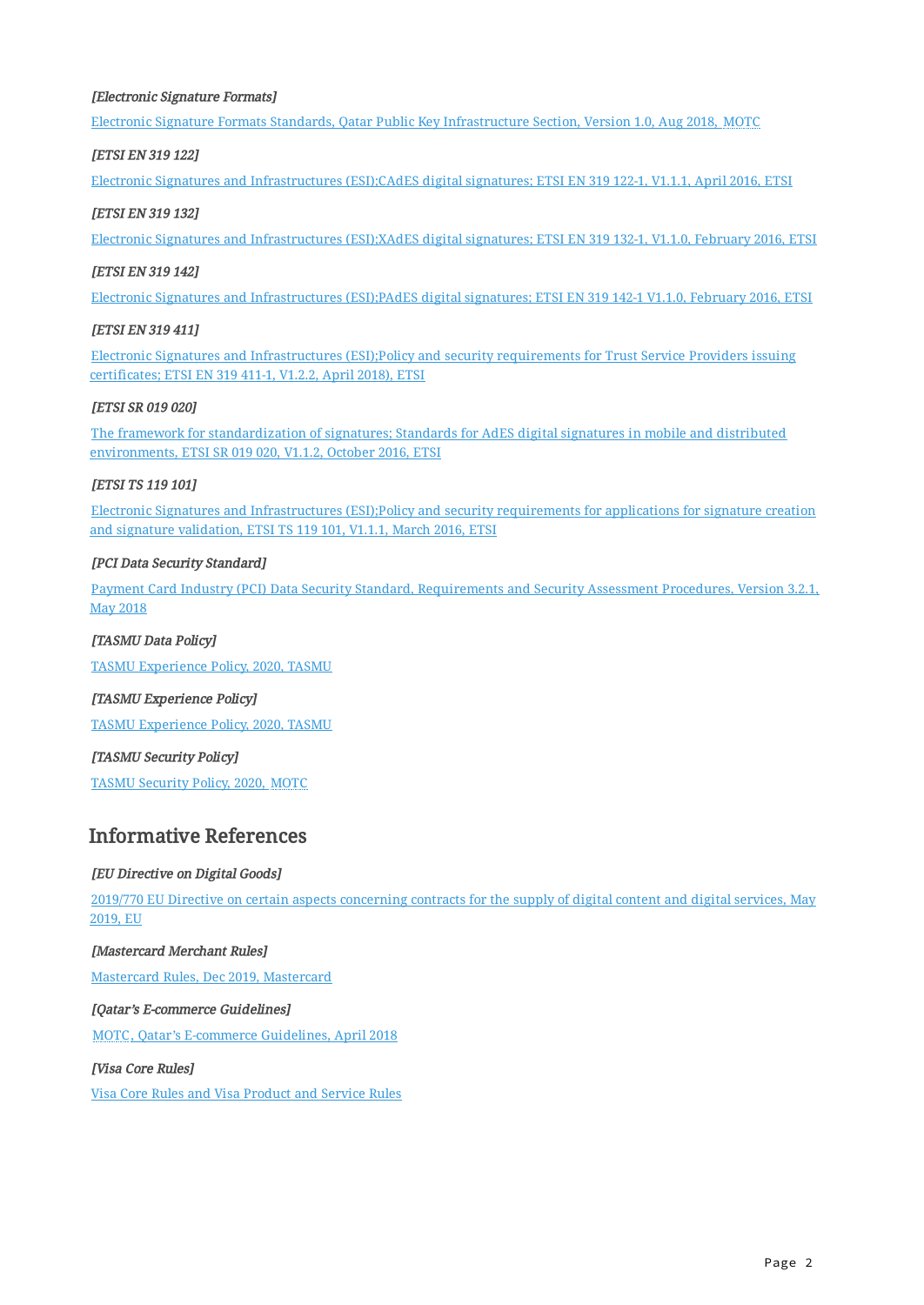*[Electronic Signature Formats]*

Electronic Signature Formats Standards, Qatar Public Key Infrastructure Section, Version 1.0, Aug 2018, MOTC

*[ETSI EN 319 122]*

Electronic Signatures and Infrastructures (ESI);CAdES digital signatures; ETSI EN 319 122-1, V1.1.1, April 2016, ETSI

*[ETSI EN 319 132]*

Electronic Signatures and Infrastructures (ESI);XAdES digital signatures; ETSI EN 319 132-1, V1.1.0, February 2016, ETSI

*[ETSI EN 319 142]*

Electronic Signatures and Infrastructures (ESI);PAdES digital signatures; ETSI EN 319 142-1 V1.1.0, February 2016, ETSI

*[ETSI EN 319 411]*

Electronic Signatures and Infrastructures (ESI);Policy and security requirements for Trust Service Providers issuing certificates; ETSI EN 319 411-1, V1.2.2, April 2018), ETSI

*[ETSI SR 019 020]*

The framework for standardization of signatures; Standards for AdES digital signatures in mobile and distributed environments, ETSI SR 019 020, V1.1.2, October 2016, ETSI

*[ETSI TS 119 101]*

Electronic Signatures and Infrastructures (ESI);Policy and security requirements for applications for signature creation and signature validation, ETSI TS 119 101, V1.1.1, March 2016, ETSI

*[PCI Data Security Standard]*

Payment Card Industry (PCI) Data Security Standard, Requirements and Security Assessment Procedures, Version 3.2.1, May 2018

*[TASMU Data Policy]*

TASMU Experience Policy, 2020, TASMU

*[TASMU Experience Policy]*

TASMU Experience Policy, 2020, TASMU

*[TASMU Security Policy]*

TASMU Security Policy, 2020, MOTC

## Informative References

*[EU Directive on Digital Goods]*

2019/770 EU Directive on certain aspects concerning contracts for the supply of digital content and digital services, May 2019, EU

*[Mastercard Merchant Rules]*

Mastercard Rules, Dec 2019, Mastercard

*[Qatar's E-commerce Guidelines]*

MOTC, Qatar's E-commerce Guidelines, April 2018

*[Visa Core Rules]*

Visa Core Rules and Visa Product and Service Rules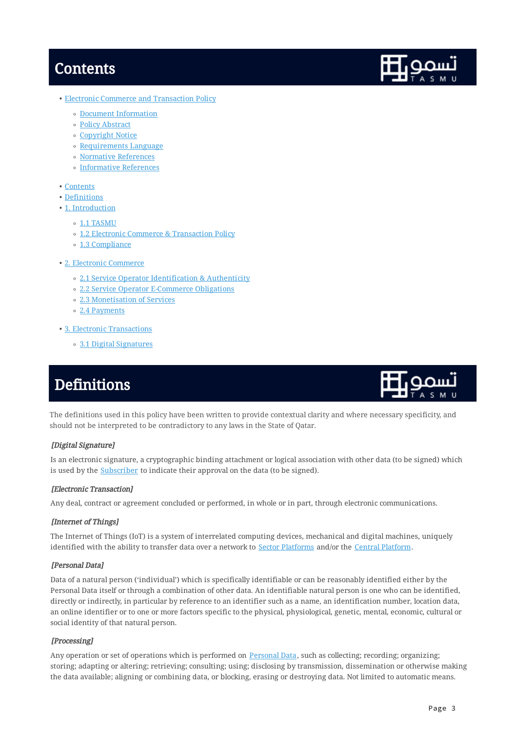# Contents

- Electronic Commerce and Transaction Policy
  - Document Information
  - Policy Abstract
  - Copyright Notice
  - Requirements Language
  - Normative References
  - Informative References
- Contents
- Definitions
- 1. Introduction
  - 1.1 TASMU
  - 1.2 Electronic Commerce & Transaction Policy
  - 1.3 Compliance
- 2. Electronic Commerce
  - 2.1 Service Operator Identification & Authenticity
  - 2.2 Service Operator E-Commerce Obligations
  - 2.3 Monetisation of Services
  - 2.4 Payments
- 3. Electronic Transactions
  - 3.1 Digital Signatures

# Definitions

The definitions used in this policy have been written to provide contextual clarity and where necessary specificity, and should not be interpreted to be contradictory to any laws in the State of Qatar.

#### *[Digital Signature]*

Is an electronic signature, a cryptographic binding attachment or logical association with other data (to be signed) which is used by the Subscriber to indicate their approval on the data (to be signed).

#### *[Electronic Transaction]*

Any deal, contract or agreement concluded or performed, in whole or in part, through electronic communications.

#### *[Internet of Things]*

The Internet of Things (IoT) is a system of interrelated computing devices, mechanical and digital machines, uniquely identified with the ability to transfer data over a network to Sector Platforms and/or the Central Platform.

#### *[Personal Data]*

Data of a natural person ('individual') which is specifically identifiable or can be reasonably identified either by the Personal Data itself or through a combination of other data. An identifiable natural person is one who can be identified, directly or indirectly, in particular by reference to an identifier such as a name, an identification number, location data, an online identifier or to one or more factors specific to the physical, physiological, genetic, mental, economic, cultural or social identity of that natural person.

#### *[Processing]*

Any operation or set of operations which is performed on Personal Data, such as collecting; recording; organizing; storing; adapting or altering; retrieving; consulting; using; disclosing by transmission, dissemination or otherwise making the data available; aligning or combining data, or blocking, erasing or destroying data. Not limited to automatic means.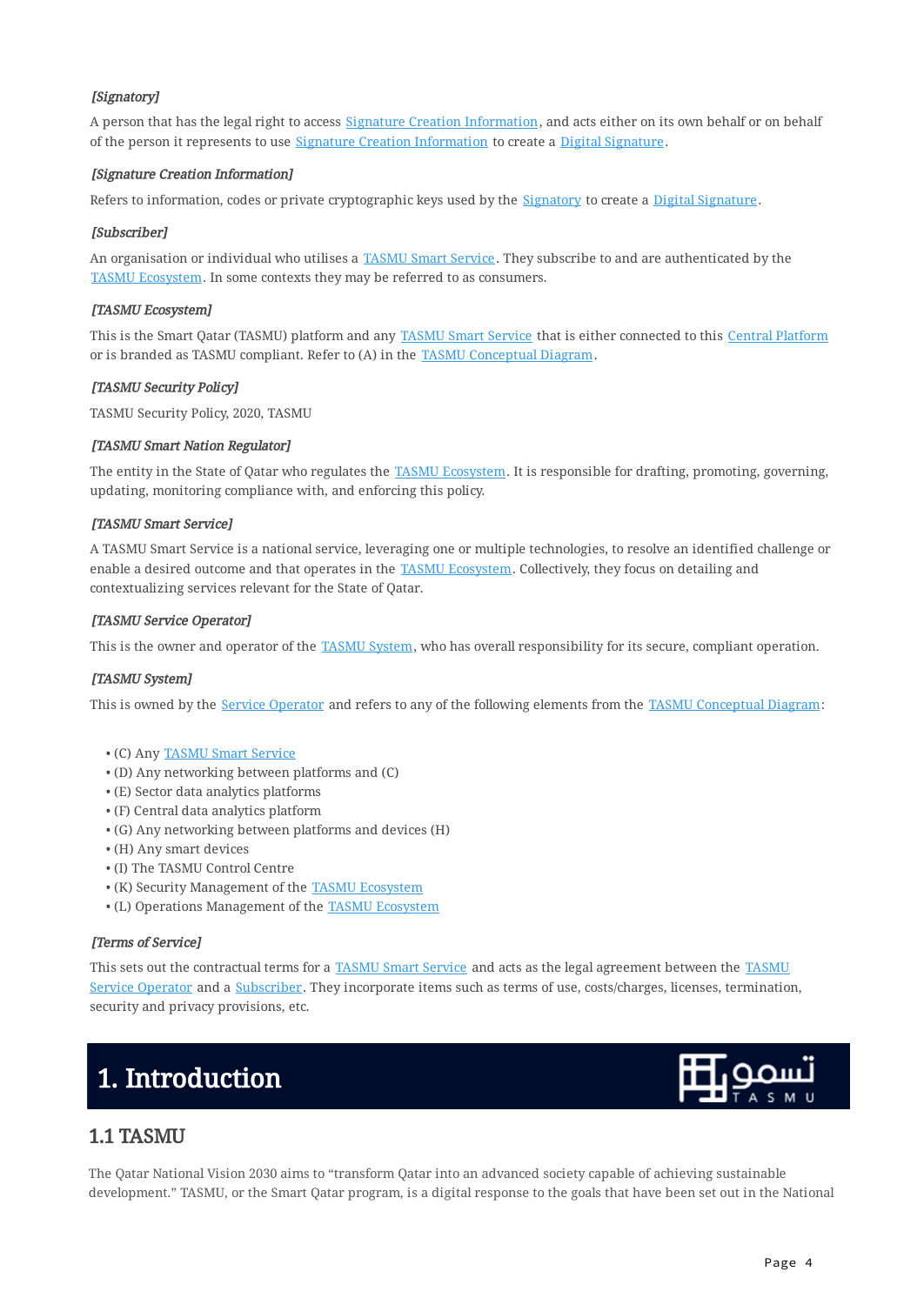*[Signatory]*

A person that has the legal right to access Signature Creation Information, and acts either on its own behalf or on behalf of the person it represents to use Signature Creation Information to create a Digital Signature.

*[Signature Creation Information]*

Refers to information, codes or private cryptographic keys used by the Signatory to create a Digital Signature.

*[Subscriber]*

An organisation or individual who utilises a TASMU Smart Service. They subscribe to and are authenticated by the TASMU Ecosystem. In some contexts they may be referred to as consumers.

*[TASMU Ecosystem]*

This is the Smart Qatar (TASMU) platform and any TASMU Smart Service that is either connected to this Central Platform or is branded as TASMU compliant. Refer to (A) in the TASMU Conceptual Diagram.

*[TASMU Security Policy]*

TASMU Security Policy, 2020, TASMU

*[TASMU Smart Nation Regulator]*

The entity in the State of Qatar who regulates the TASMU Ecosystem. It is responsible for drafting, promoting, governing, updating, monitoring compliance with, and enforcing this policy.

*[TASMU Smart Service]*

A TASMU Smart Service is a national service, leveraging one or multiple technologies, to resolve an identified challenge or enable a desired outcome and that operates in the TASMU Ecosystem. Collectively, they focus on detailing and contextualizing services relevant for the State of Qatar.

*[TASMU Service Operator]*

This is the owner and operator of the TASMU System, who has overall responsibility for its secure, compliant operation.

*[TASMU System]*

This is owned by the Service Operator and refers to any of the following elements from the TASMU Conceptual Diagram:

- (C) Any TASMU Smart Service
- (D) Any networking between platforms and (C)
- (E) Sector data analytics platforms
- (F) Central data analytics platform
- (G) Any networking between platforms and devices (H)
- (H) Any smart devices
- (I) The TASMU Control Centre
- (K) Security Management of the TASMU Ecosystem
- (L) Operations Management of the TASMU Ecosystem

*[Terms of Service]*

This sets out the contractual terms for a TASMU Smart Service and acts as the legal agreement between the TASMU Service Operator and a Subscriber. They incorporate items such as terms of use, costs/charges, licenses, termination, security and privacy provisions, etc.

# 1. Introduction

## 1.1 TASMU

The Qatar National Vision 2030 aims to "transform Qatar into an advanced society capable of achieving sustainable development." TASMU, or the Smart Qatar program, is a digital response to the goals that have been set out in the National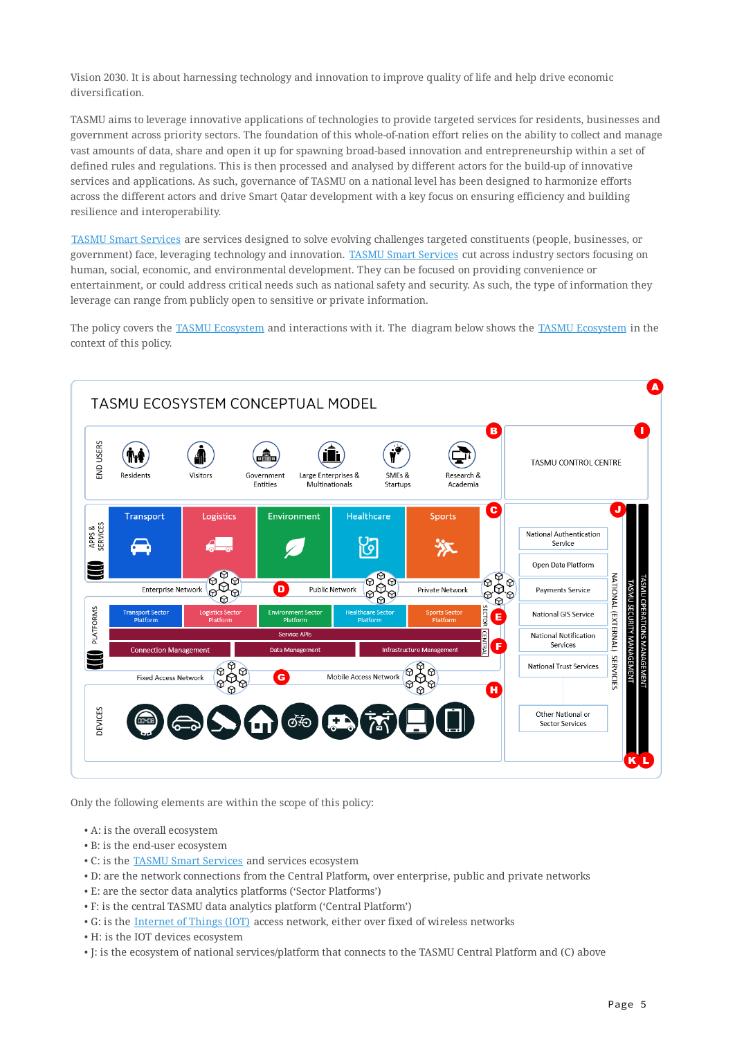Vision 2030. It is about harnessing technology and innovation to improve quality of life and help drive economic diversification.

TASMU aims to leverage innovative applications of technologies to provide targeted services for residents, businesses and government across priority sectors. The foundation of this whole-of-nation effort relies on the ability to collect and manage vast amounts of data, share and open it up for spawning broad-based innovation and entrepreneurship within a set of defined rules and regulations. This is then processed and analysed by different actors for the build-up of innovative services and applications. As such, governance of TASMU on a national level has been designed to harmonize efforts across the different actors and drive Smart Qatar development with a key focus on ensuring efficiency and building resilience and interoperability.

TASMU Smart Services are services designed to solve evolving challenges targeted constituents (people, businesses, or government) face, leveraging technology and innovation. TASMU Smart Services cut across industry sectors focusing on human, social, economic, and environmental development. They can be focused on providing convenience or entertainment, or could address critical needs such as national safety and security. As such, the type of information they leverage can range from publicly open to sensitive or private information.

The policy covers the TASMU Ecosystem and interactions with it. The diagram below shows the TASMU Ecosystem in the context of this policy.

TASMU ECOSYSTEM CONCEPTUAL MODEL

Only the following elements are within the scope of this policy:

- A: is the overall ecosystem
- B: is the end-user ecosystem
- C: is the TASMU Smart Services and services ecosystem
- D: are the network connections from the Central Platform, over enterprise, public and private networks
- E: are the sector data analytics platforms ('Sector Platforms')
- F: is the central TASMU data analytics platform ('Central Platform')
- G: is the Internet of Things (IOT) access network, either over fixed of wireless networks
- H: is the IOT devices ecosystem
- J: is the ecosystem of national services/platform that connects to the TASMU Central Platform and (C) above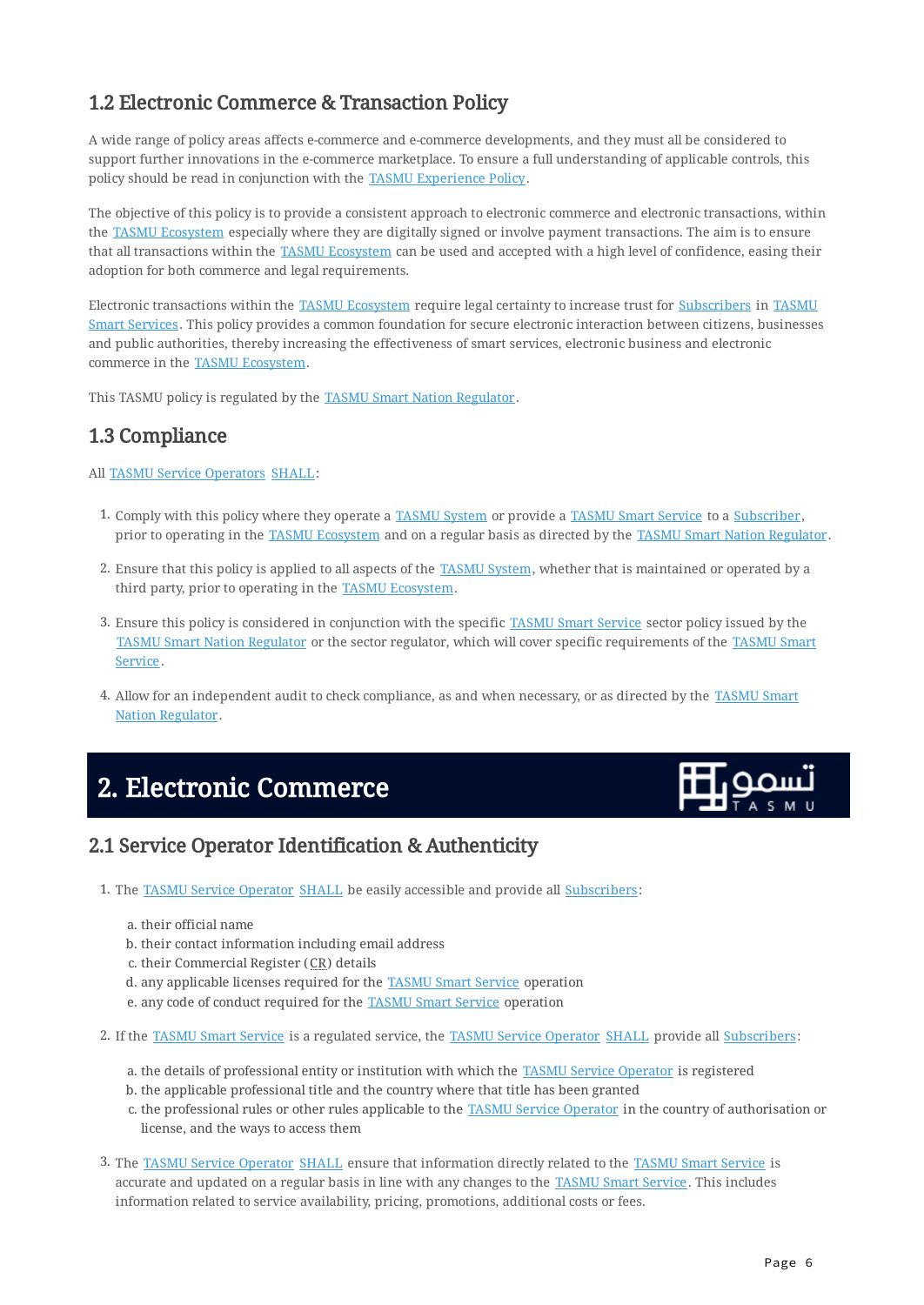## 1.2 Electronic Commerce & Transaction Policy

A wide range of policy areas affects e-commerce and e-commerce developments, and they must all be considered to support further innovations in the e-commerce marketplace. To ensure a full understanding of applicable controls, this policy should be read in conjunction with the TASMU Experience Policy.

The objective of this policy is to provide a consistent approach to electronic commerce and electronic transactions, within the TASMU Ecosystem especially where they are digitally signed or involve payment transactions. The aim is to ensure that all transactions within the TASMU Ecosystem can be used and accepted with a high level of confidence, easing their adoption for both commerce and legal requirements.

Electronic transactions within the TASMU Ecosystem require legal certainty to increase trust for Subscribers in TASMU Smart Services. This policy provides a common foundation for secure electronic interaction between citizens, businesses and public authorities, thereby increasing the effectiveness of smart services, electronic business and electronic commerce in the TASMU Ecosystem.

This TASMU policy is regulated by the TASMU Smart Nation Regulator.

## 1.3 Compliance

All TASMU Service Operators SHALL:

1. Comply with this policy where they operate a TASMU System or provide a TASMU Smart Service to a Subscriber, prior to operating in the TASMU Ecosystem and on a regular basis as directed by the TASMU Smart Nation Regulator.
2. Ensure that this policy is applied to all aspects of the TASMU System, whether that is maintained or operated by a third party, prior to operating in the TASMU Ecosystem.
3. Ensure this policy is considered in conjunction with the specific TASMU Smart Service sector policy issued by the TASMU Smart Nation Regulator or the sector regulator, which will cover specific requirements of the TASMU Smart Service.
4. Allow for an independent audit to check compliance, as and when necessary, or as directed by the TASMU Smart Nation Regulator.

# 2. Electronic Commerce

## 2.1 Service Operator Identification & Authenticity

1. The TASMU Service Operator SHALL be easily accessible and provide all Subscribers:
   a. their official name
   b. their contact information including email address
   c. their Commercial Register (CR) details
   d. any applicable licenses required for the TASMU Smart Service operation
   e. any code of conduct required for the TASMU Smart Service operation
2. If the TASMU Smart Service is a regulated service, the TASMU Service Operator SHALL provide all Subscribers:
   a. the details of professional entity or institution with which the TASMU Service Operator is registered
   b. the applicable professional title and the country where that title has been granted
   c. the professional rules or other rules applicable to the TASMU Service Operator in the country of authorisation or license, and the ways to access them
3. The TASMU Service Operator SHALL ensure that information directly related to the TASMU Smart Service is accurate and updated on a regular basis in line with any changes to the TASMU Smart Service. This includes information related to service availability, pricing, promotions, additional costs or fees.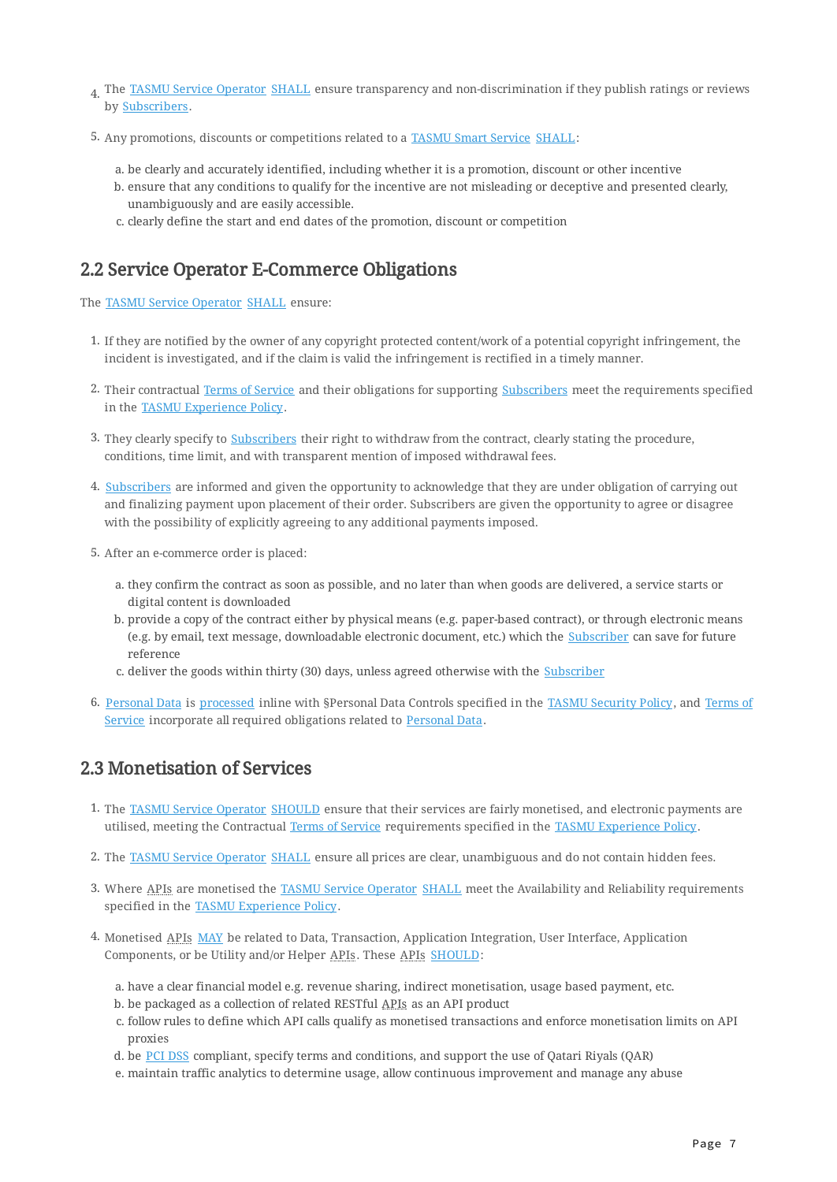4. The TASMU Service Operator SHALL ensure transparency and non-discrimination if they publish ratings or reviews by Subscribers.

5. Any promotions, discounts or competitions related to a TASMU Smart Service SHALL:

   a. be clearly and accurately identified, including whether it is a promotion, discount or other incentive
   b. ensure that any conditions to qualify for the incentive are not misleading or deceptive and presented clearly, unambiguously and are easily accessible.
   c. clearly define the start and end dates of the promotion, discount or competition

## 2.2 Service Operator E-Commerce Obligations

The TASMU Service Operator SHALL ensure:

1. If they are notified by the owner of any copyright protected content/work of a potential copyright infringement, the incident is investigated, and if the claim is valid the infringement is rectified in a timely manner.

2. Their contractual Terms of Service and their obligations for supporting Subscribers meet the requirements specified in the TASMU Experience Policy.

3. They clearly specify to Subscribers their right to withdraw from the contract, clearly stating the procedure, conditions, time limit, and with transparent mention of imposed withdrawal fees.

4. Subscribers are informed and given the opportunity to acknowledge that they are under obligation of carrying out and finalizing payment upon placement of their order. Subscribers are given the opportunity to agree or disagree with the possibility of explicitly agreeing to any additional payments imposed.

5. After an e-commerce order is placed:

   a. they confirm the contract as soon as possible, and no later than when goods are delivered, a service starts or digital content is downloaded
   b. provide a copy of the contract either by physical means (e.g. paper-based contract), or through electronic means (e.g. by email, text message, downloadable electronic document, etc.) which the Subscriber can save for future reference
   c. deliver the goods within thirty (30) days, unless agreed otherwise with the Subscriber

6. Personal Data is processed inline with §Personal Data Controls specified in the TASMU Security Policy, and Terms of Service incorporate all required obligations related to Personal Data.

## 2.3 Monetisation of Services

1. The TASMU Service Operator SHOULD ensure that their services are fairly monetised, and electronic payments are utilised, meeting the Contractual Terms of Service requirements specified in the TASMU Experience Policy.

2. The TASMU Service Operator SHALL ensure all prices are clear, unambiguous and do not contain hidden fees.

3. Where APIs are monetised the TASMU Service Operator SHALL meet the Availability and Reliability requirements specified in the TASMU Experience Policy.

4. Monetised APIs MAY be related to Data, Transaction, Application Integration, User Interface, Application Components, or be Utility and/or Helper APIs. These APIs SHOULD:

   a. have a clear financial model e.g. revenue sharing, indirect monetisation, usage based payment, etc.
   b. be packaged as a collection of related RESTful APIs as an API product
   c. follow rules to define which API calls qualify as monetised transactions and enforce monetisation limits on API proxies
   d. be PCI DSS compliant, specify terms and conditions, and support the use of Qatari Riyals (QAR)
   e. maintain traffic analytics to determine usage, allow continuous improvement and manage any abuse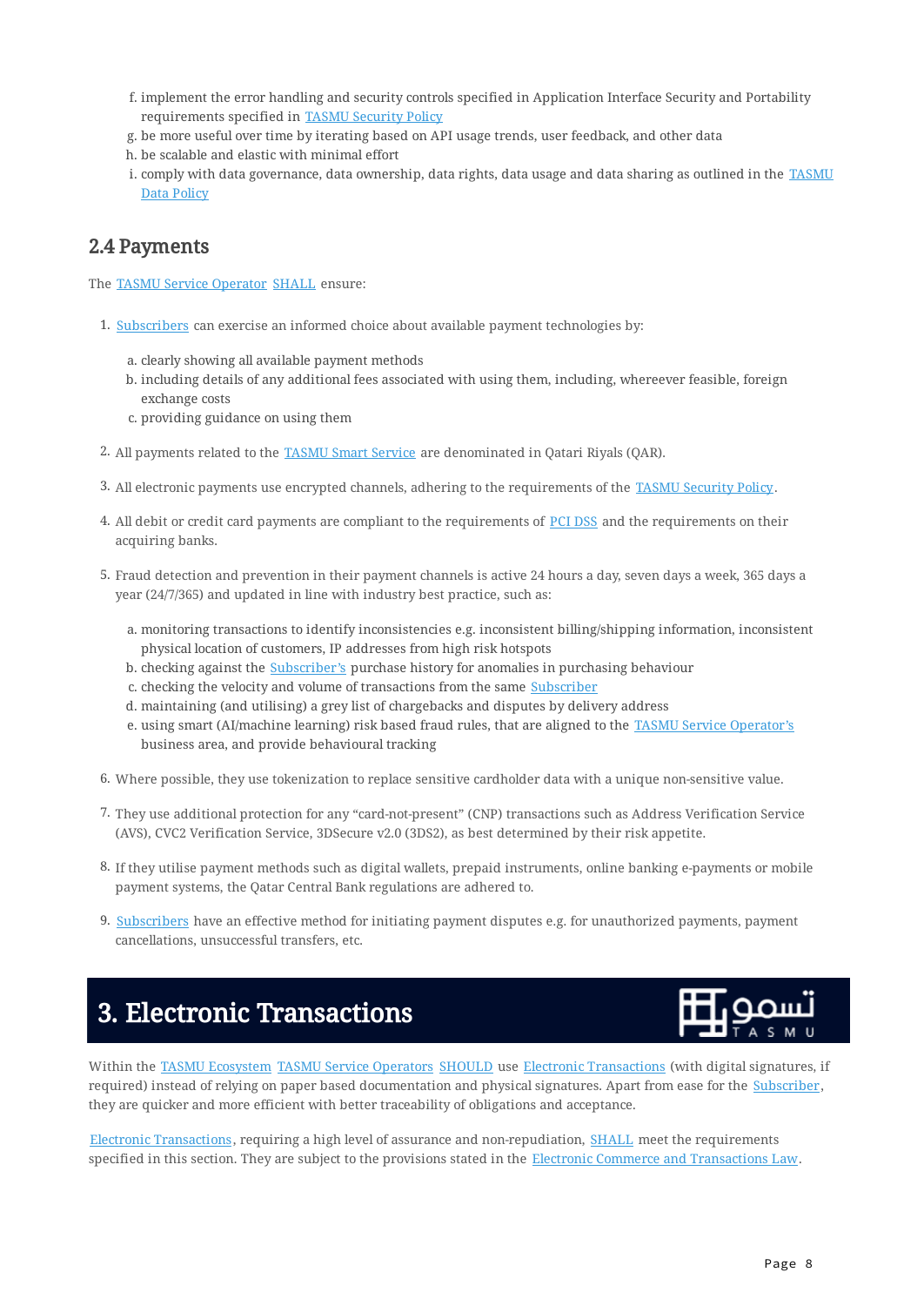f. implement the error handling and security controls specified in Application Interface Security and Portability requirements specified in TASMU Security Policy
g. be more useful over time by iterating based on API usage trends, user feedback, and other data
h. be scalable and elastic with minimal effort
i. comply with data governance, data ownership, data rights, data usage and data sharing as outlined in the TASMU Data Policy

## 2.4 Payments

The TASMU Service Operator SHALL ensure:

1. Subscribers can exercise an informed choice about available payment technologies by:
   a. clearly showing all available payment methods
   b. including details of any additional fees associated with using them, including, whereever feasible, foreign exchange costs
   c. providing guidance on using them

2. All payments related to the TASMU Smart Service are denominated in Qatari Riyals (QAR).

3. All electronic payments use encrypted channels, adhering to the requirements of the TASMU Security Policy.

4. All debit or credit card payments are compliant to the requirements of PCI DSS and the requirements on their acquiring banks.

5. Fraud detection and prevention in their payment channels is active 24 hours a day, seven days a week, 365 days a year (24/7/365) and updated in line with industry best practice, such as:
   a. monitoring transactions to identify inconsistencies e.g. inconsistent billing/shipping information, inconsistent physical location of customers, IP addresses from high risk hotspots
   b. checking against the Subscriber's purchase history for anomalies in purchasing behaviour
   c. checking the velocity and volume of transactions from the same Subscriber
   d. maintaining (and utilising) a grey list of chargebacks and disputes by delivery address
   e. using smart (AI/machine learning) risk based fraud rules, that are aligned to the TASMU Service Operator's business area, and provide behavioural tracking

6. Where possible, they use tokenization to replace sensitive cardholder data with a unique non-sensitive value.

7. They use additional protection for any "card-not-present" (CNP) transactions such as Address Verification Service (AVS), CVC2 Verification Service, 3DSecure v2.0 (3DS2), as best determined by their risk appetite.

8. If they utilise payment methods such as digital wallets, prepaid instruments, online banking e-payments or mobile payment systems, the Qatar Central Bank regulations are adhered to.

9. Subscribers have an effective method for initiating payment disputes e.g. for unauthorized payments, payment cancellations, unsuccessful transfers, etc.

# 3. Electronic Transactions

Within the TASMU Ecosystem TASMU Service Operators SHOULD use Electronic Transactions (with digital signatures, if required) instead of relying on paper based documentation and physical signatures. Apart from ease for the Subscriber, they are quicker and more efficient with better traceability of obligations and acceptance.

Electronic Transactions, requiring a high level of assurance and non-repudiation, SHALL meet the requirements specified in this section. They are subject to the provisions stated in the Electronic Commerce and Transactions Law.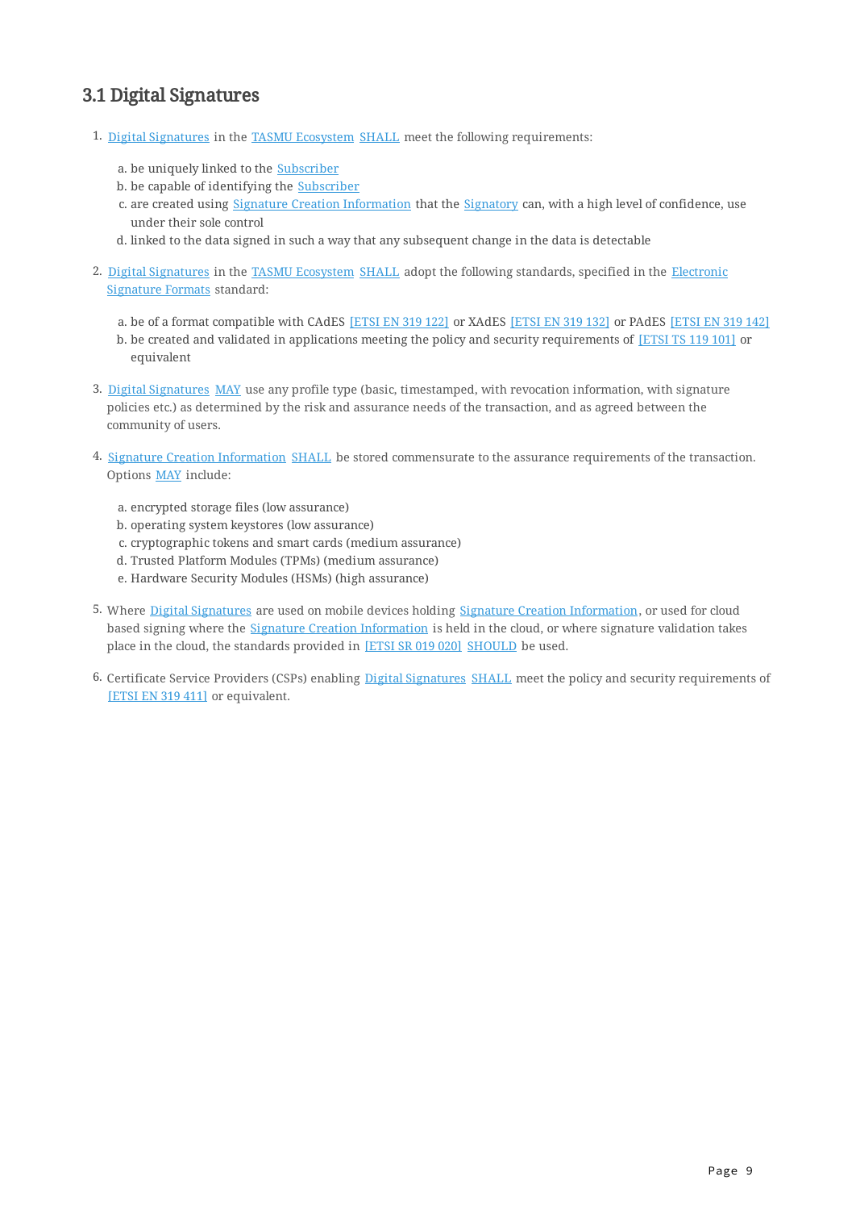### 3.1 Digital Signatures

1. Digital Signatures in the TASMU Ecosystem SHALL meet the following requirements:

   a. be uniquely linked to the Subscriber
   b. be capable of identifying the Subscriber
   c. are created using Signature Creation Information that the Signatory can, with a high level of confidence, use under their sole control
   d. linked to the data signed in such a way that any subsequent change in the data is detectable

2. Digital Signatures in the TASMU Ecosystem SHALL adopt the following standards, specified in the Electronic Signature Formats standard:

   a. be of a format compatible with CAdES [ETSI EN 319 122] or XAdES [ETSI EN 319 132] or PAdES [ETSI EN 319 142]
   b. be created and validated in applications meeting the policy and security requirements of [ETSI TS 119 101] or equivalent

3. Digital Signatures MAY use any profile type (basic, timestamped, with revocation information, with signature policies etc.) as determined by the risk and assurance needs of the transaction, and as agreed between the community of users.

4. Signature Creation Information SHALL be stored commensurate to the assurance requirements of the transaction. Options MAY include:

   a. encrypted storage files (low assurance)
   b. operating system keystores (low assurance)
   c. cryptographic tokens and smart cards (medium assurance)
   d. Trusted Platform Modules (TPMs) (medium assurance)
   e. Hardware Security Modules (HSMs) (high assurance)

5. Where Digital Signatures are used on mobile devices holding Signature Creation Information, or used for cloud based signing where the Signature Creation Information is held in the cloud, or where signature validation takes place in the cloud, the standards provided in [ETSI SR 019 020] SHOULD be used.

6. Certificate Service Providers (CSPs) enabling Digital Signatures SHALL meet the policy and security requirements of [ETSI EN 319 411] or equivalent.